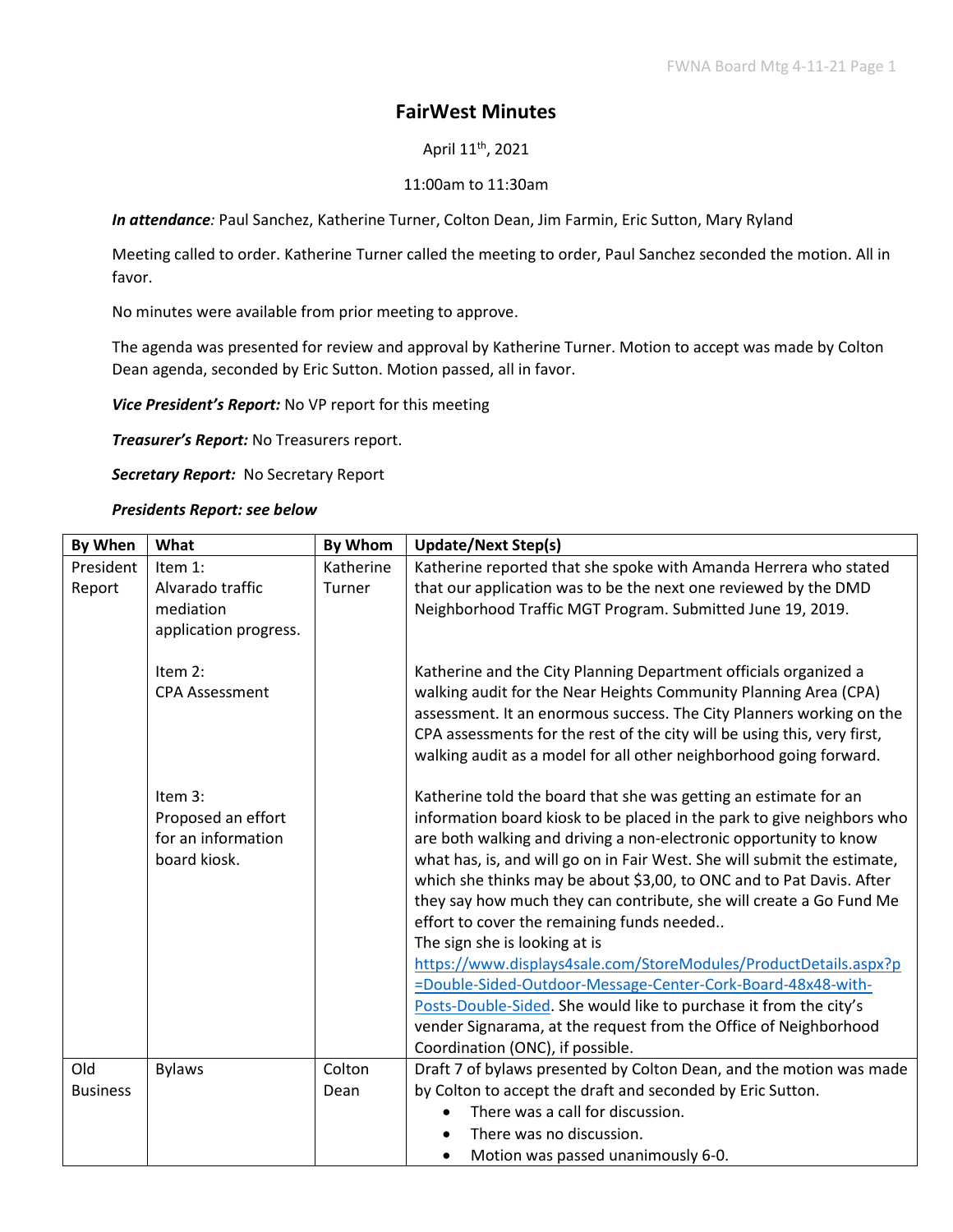# FairWest Minutes

April 11th, 2021

11:00am to 11:30am

***In attendance****:* Paul Sanchez, Katherine Turner, Colton Dean, Jim Farmin, Eric Sutton, Mary Ryland

Meeting called to order. Katherine Turner called the meeting to order, Paul Sanchez seconded the motion. All in favor.

No minutes were available from prior meeting to approve.

The agenda was presented for review and approval by Katherine Turner. Motion to accept was made by Colton Dean agenda, seconded by Eric Sutton. Motion passed, all in favor.

***Vice President's Report:*** No VP report for this meeting

***Treasurer's Report:*** No Treasurers report.

***Secretary Report:*** No Secretary Report

***Presidents Report: see below***

| By When | What | By Whom | Update/Next Step(s) |
|---|---|---|---|
| President Report | Item 1: Alvarado traffic mediation application progress. | Katherine Turner | Katherine reported that she spoke with Amanda Herrera who stated that our application was to be the next one reviewed by the DMD Neighborhood Traffic MGT Program. Submitted June 19, 2019. |
| | Item 2: CPA Assessment | | Katherine and the City Planning Department officials organized a walking audit for the Near Heights Community Planning Area (CPA) assessment. It an enormous success. The City Planners working on the CPA assessments for the rest of the city will be using this, very first, walking audit as a model for all other neighborhood going forward. |
| | Item 3: Proposed an effort for an information board kiosk. | | Katherine told the board that she was getting an estimate for an information board kiosk to be placed in the park to give neighbors who are both walking and driving a non-electronic opportunity to know what has, is, and will go on in Fair West. She will submit the estimate, which she thinks may be about $3,00, to ONC and to Pat Davis. After they say how much they can contribute, she will create a Go Fund Me effort to cover the remaining funds needed.. The sign she is looking at is https://www.displays4sale.com/StoreModules/ProductDetails.aspx?p=Double-Sided-Outdoor-Message-Center-Cork-Board-48x48-with-Posts-Double-Sided. She would like to purchase it from the city's vender Signarama, at the request from the Office of Neighborhood Coordination (ONC), if possible. |
| Old Business | Bylaws | Colton Dean | Draft 7 of bylaws presented by Colton Dean, and the motion was made by Colton to accept the draft and seconded by Eric Sutton.<br>• There was a call for discussion.<br>• There was no discussion.<br>• Motion was passed unanimously 6-0. |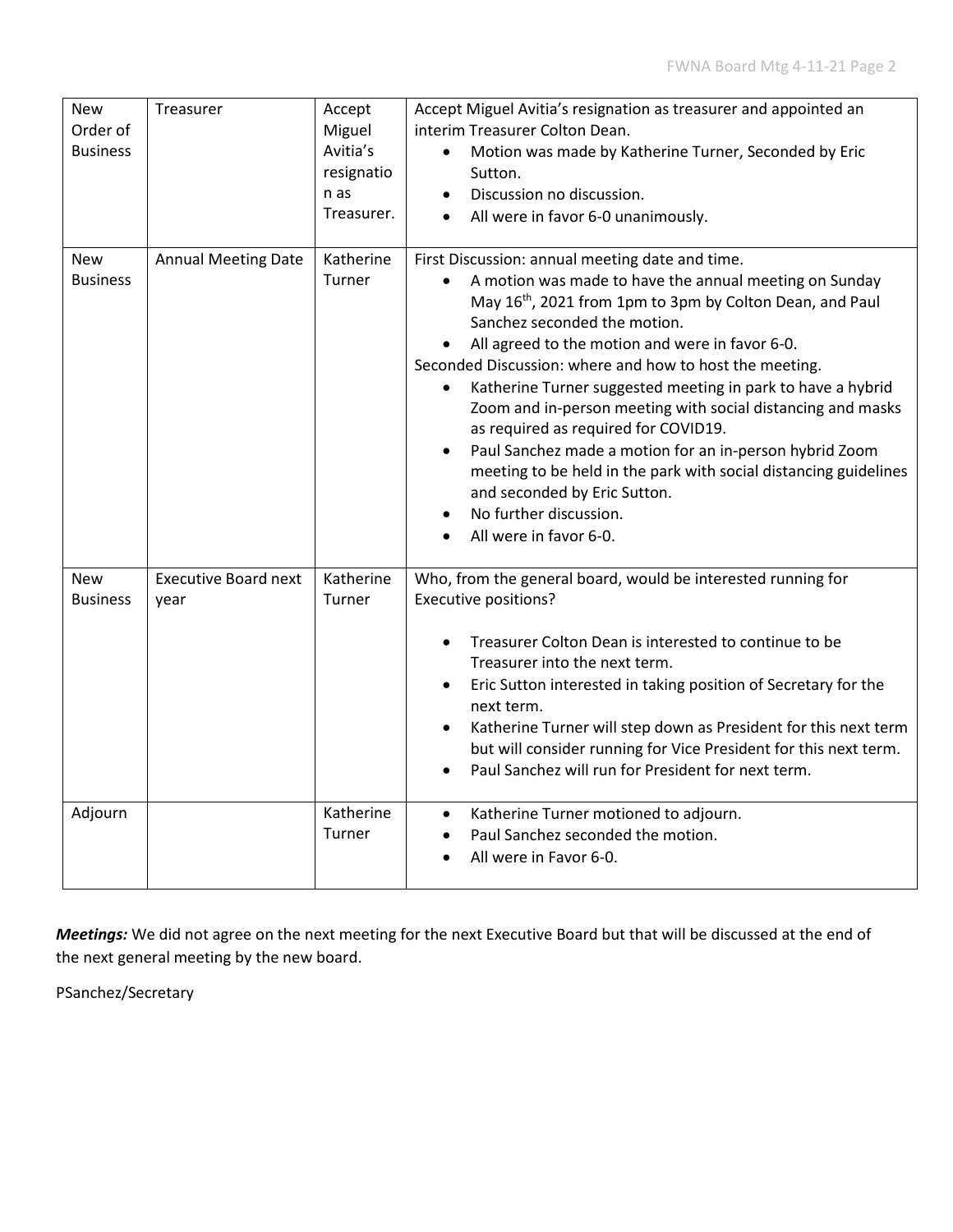| | | | |
|---|---|---|---|
| New Order of Business | Treasurer | Accept Miguel Avitia's resignation as Treasurer. | Accept Miguel Avitia's resignation as treasurer and appointed an interim Treasurer Colton Dean.<br>• Motion was made by Katherine Turner, Seconded by Eric Sutton.<br>• Discussion no discussion.<br>• All were in favor 6-0 unanimously. |
| New Business | Annual Meeting Date | Katherine Turner | First Discussion: annual meeting date and time.<br>• A motion was made to have the annual meeting on Sunday May 16th, 2021 from 1pm to 3pm by Colton Dean, and Paul Sanchez seconded the motion.<br>• All agreed to the motion and were in favor 6-0.<br>Seconded Discussion: where and how to host the meeting.<br>• Katherine Turner suggested meeting in park to have a hybrid Zoom and in-person meeting with social distancing and masks as required as required for COVID19.<br>• Paul Sanchez made a motion for an in-person hybrid Zoom meeting to be held in the park with social distancing guidelines and seconded by Eric Sutton.<br>• No further discussion.<br>• All were in favor 6-0. |
| New Business | Executive Board next year | Katherine Turner | Who, from the general board, would be interested running for Executive positions?<br>• Treasurer Colton Dean is interested to continue to be Treasurer into the next term.<br>• Eric Sutton interested in taking position of Secretary for the next term.<br>• Katherine Turner will step down as President for this next term but will consider running for Vice President for this next term.<br>• Paul Sanchez will run for President for next term. |
| Adjourn | | Katherine Turner | • Katherine Turner motioned to adjourn.<br>• Paul Sanchez seconded the motion.<br>• All were in Favor 6-0. |

***Meetings:*** We did not agree on the next meeting for the next Executive Board but that will be discussed at the end of the next general meeting by the new board.

PSanchez/Secretary